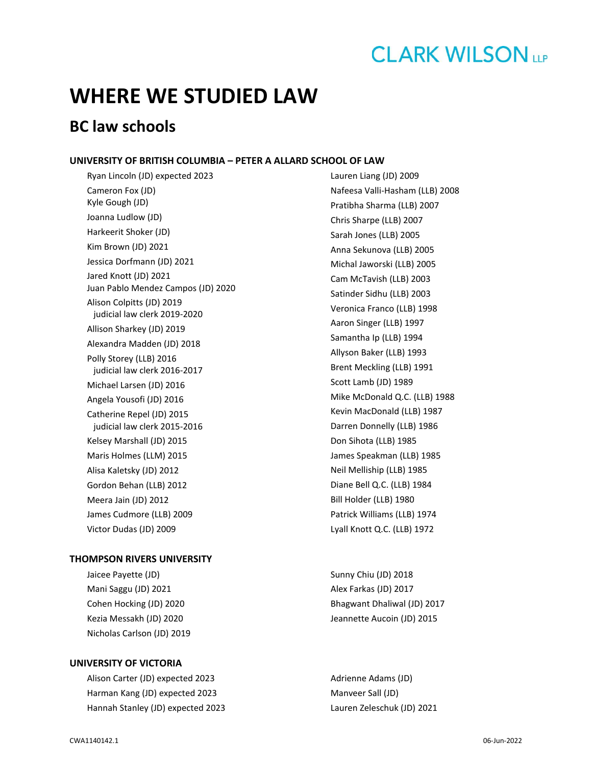CLARK WILSON LLP

# WHERE WE STUDIED LAW

## BC law schools

### UNIVERSITY OF BRITISH COLUMBIA – PETER A ALLARD SCHOOL OF LAW

Ryan Lincoln (JD) expected 2023
Cameron Fox (JD)
Kyle Gough (JD)
Joanna Ludlow (JD)
Harkeerit Shoker (JD)
Kim Brown (JD) 2021
Jessica Dorfmann (JD) 2021
Jared Knott (JD) 2021
Juan Pablo Mendez Campos (JD) 2020
Alison Colpitts (JD) 2019
  judicial law clerk 2019-2020
Allison Sharkey (JD) 2019
Alexandra Madden (JD) 2018
Polly Storey (LLB) 2016
  judicial law clerk 2016-2017
Michael Larsen (JD) 2016
Angela Yousofi (JD) 2016
Catherine Repel (JD) 2015
  judicial law clerk 2015-2016
Kelsey Marshall (JD) 2015
Maris Holmes (LLM) 2015
Alisa Kaletsky (JD) 2012
Gordon Behan (LLB) 2012
Meera Jain (JD) 2012
James Cudmore (LLB) 2009
Victor Dudas (JD) 2009
Lauren Liang (JD) 2009
Nafeesa Valli-Hasham (LLB) 2008
Pratibha Sharma (LLB) 2007
Chris Sharpe (LLB) 2007
Sarah Jones (LLB) 2005
Anna Sekunova (LLB) 2005
Michal Jaworski (LLB) 2005
Cam McTavish (LLB) 2003
Satinder Sidhu (LLB) 2003
Veronica Franco (LLB) 1998
Aaron Singer (LLB) 1997
Samantha Ip (LLB) 1994
Allyson Baker (LLB) 1993
Brent Meckling (LLB) 1991
Scott Lamb (JD) 1989
Mike McDonald Q.C. (LLB) 1988
Kevin MacDonald (LLB) 1987
Darren Donnelly (LLB) 1986
Don Sihota (LLB) 1985
James Speakman (LLB) 1985
Neil Melliship (LLB) 1985
Diane Bell Q.C. (LLB) 1984
Bill Holder (LLB) 1980
Patrick Williams (LLB) 1974
Lyall Knott Q.C. (LLB) 1972

### THOMPSON RIVERS UNIVERSITY

Jaicee Payette (JD)
Mani Saggu (JD) 2021
Cohen Hocking (JD) 2020
Kezia Messakh (JD) 2020
Nicholas Carlson (JD) 2019
Sunny Chiu (JD) 2018
Alex Farkas (JD) 2017
Bhagwant Dhaliwal (JD) 2017
Jeannette Aucoin (JD) 2015

### UNIVERSITY OF VICTORIA

Alison Carter (JD) expected 2023
Harman Kang (JD) expected 2023
Hannah Stanley (JD) expected 2023
Adrienne Adams (JD)
Manveer Sall (JD)
Lauren Zeleschuk (JD) 2021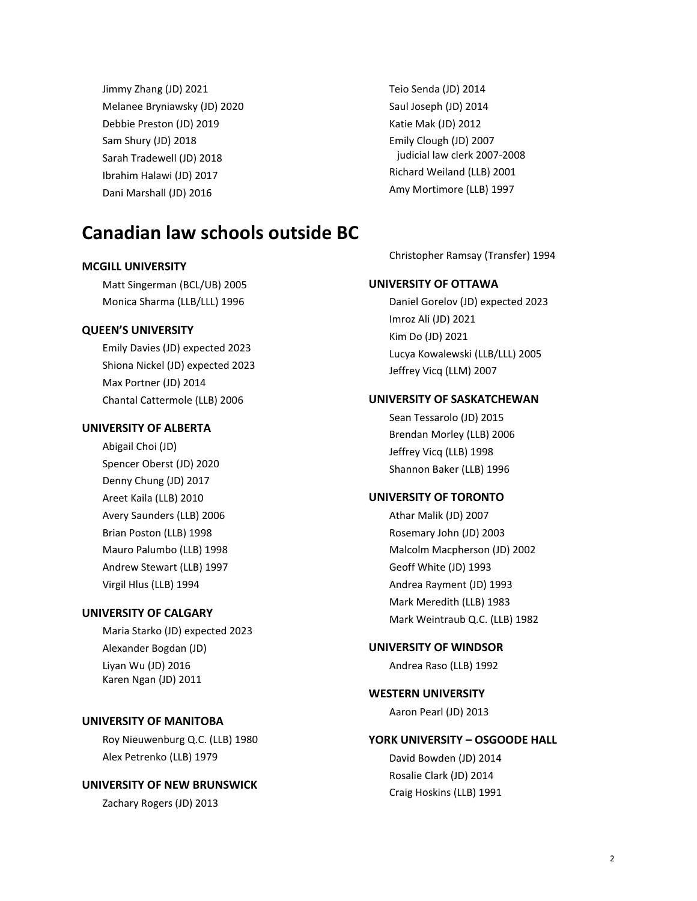Jimmy Zhang (JD) 2021
Melanee Bryniawsky (JD) 2020
Debbie Preston (JD) 2019
Sam Shury (JD) 2018
Sarah Tradewell (JD) 2018
Ibrahim Halawi (JD) 2017
Dani Marshall (JD) 2016
Teio Senda (JD) 2014
Saul Joseph (JD) 2014
Katie Mak (JD) 2012
Emily Clough (JD) 2007
judicial law clerk 2007-2008
Richard Weiland (LLB) 2001
Amy Mortimore (LLB) 1997

## Canadian law schools outside BC

**MCGILL UNIVERSITY**

Matt Singerman (BCL/UB) 2005
Monica Sharma (LLB/LLL) 1996

**QUEEN'S UNIVERSITY**

Emily Davies (JD) expected 2023
Shiona Nickel (JD) expected 2023
Max Portner (JD) 2014
Chantal Cattermole (LLB) 2006

**UNIVERSITY OF ALBERTA**

Abigail Choi (JD)
Spencer Oberst (JD) 2020
Denny Chung (JD) 2017
Areet Kaila (LLB) 2010
Avery Saunders (LLB) 2006
Brian Poston (LLB) 1998
Mauro Palumbo (LLB) 1998
Andrew Stewart (LLB) 1997
Virgil Hlus (LLB) 1994

**UNIVERSITY OF CALGARY**

Maria Starko (JD) expected 2023
Alexander Bogdan (JD)
Liyan Wu (JD) 2016
Karen Ngan (JD) 2011

**UNIVERSITY OF MANITOBA**

Roy Nieuwenburg Q.C. (LLB) 1980
Alex Petrenko (LLB) 1979

**UNIVERSITY OF NEW BRUNSWICK**

Zachary Rogers (JD) 2013
Christopher Ramsay (Transfer) 1994

**UNIVERSITY OF OTTAWA**

Daniel Gorelov (JD) expected 2023
Imroz Ali (JD) 2021
Kim Do (JD) 2021
Lucya Kowalewski (LLB/LLL) 2005
Jeffrey Vicq (LLM) 2007

**UNIVERSITY OF SASKATCHEWAN**

Sean Tessarolo (JD) 2015
Brendan Morley (LLB) 2006
Jeffrey Vicq (LLB) 1998
Shannon Baker (LLB) 1996

**UNIVERSITY OF TORONTO**

Athar Malik (JD) 2007
Rosemary John (JD) 2003
Malcolm Macpherson (JD) 2002
Geoff White (JD) 1993
Andrea Rayment (JD) 1993
Mark Meredith (LLB) 1983
Mark Weintraub Q.C. (LLB) 1982

**UNIVERSITY OF WINDSOR**

Andrea Raso (LLB) 1992

**WESTERN UNIVERSITY**

Aaron Pearl (JD) 2013

**YORK UNIVERSITY – OSGOODE HALL**

David Bowden (JD) 2014
Rosalie Clark (JD) 2014
Craig Hoskins (LLB) 1991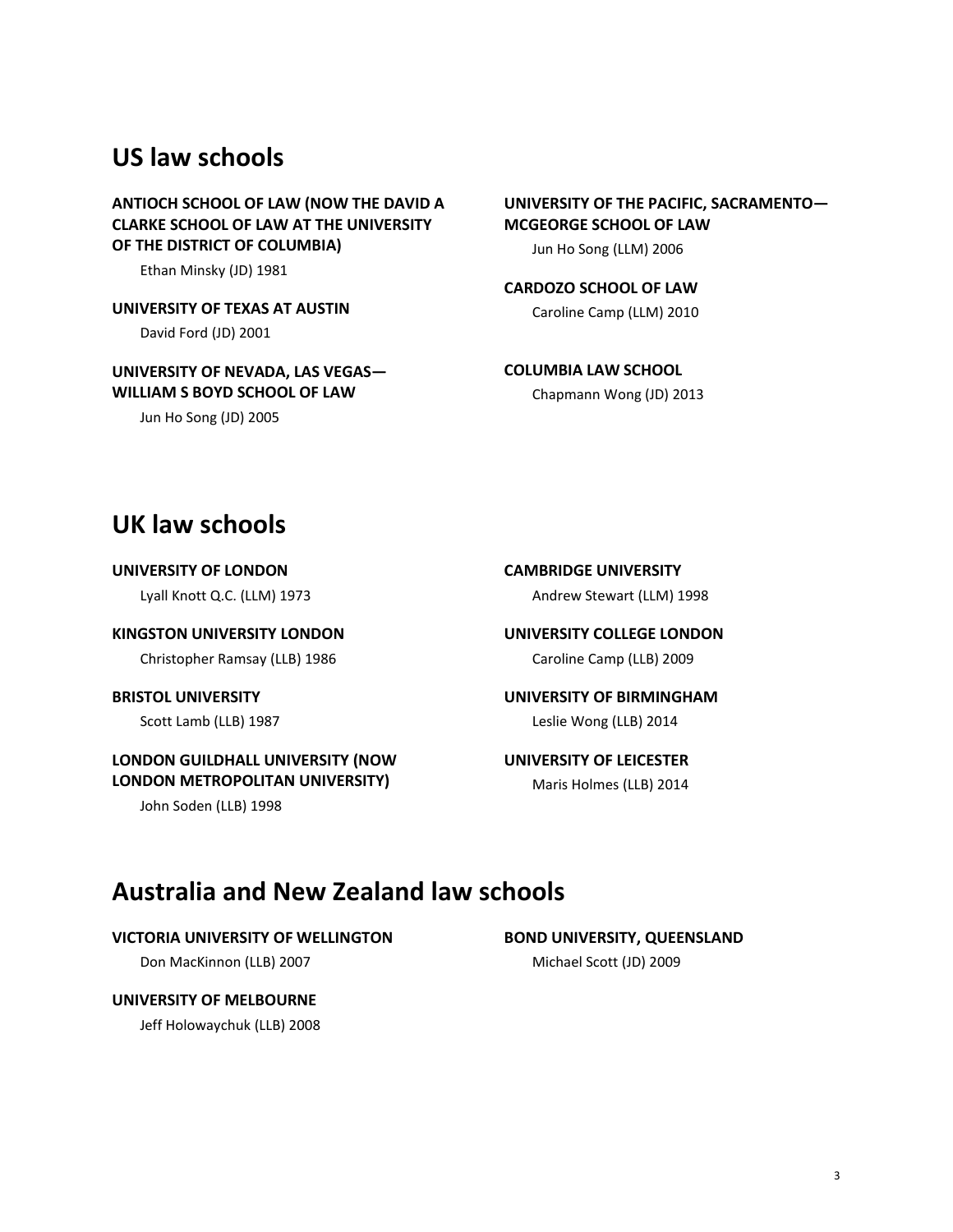## US law schools

**ANTIOCH SCHOOL OF LAW (NOW THE DAVID A CLARKE SCHOOL OF LAW AT THE UNIVERSITY OF THE DISTRICT OF COLUMBIA)**

Ethan Minsky (JD) 1981

**UNIVERSITY OF TEXAS AT AUSTIN**

David Ford (JD) 2001

**UNIVERSITY OF NEVADA, LAS VEGAS—WILLIAM S BOYD SCHOOL OF LAW**

Jun Ho Song (JD) 2005

**UNIVERSITY OF THE PACIFIC, SACRAMENTO—MCGEORGE SCHOOL OF LAW**

Jun Ho Song (LLM) 2006

**CARDOZO SCHOOL OF LAW**

Caroline Camp (LLM) 2010

**COLUMBIA LAW SCHOOL**

Chapmann Wong (JD) 2013

## UK law schools

**UNIVERSITY OF LONDON**

Lyall Knott Q.C. (LLM) 1973

**KINGSTON UNIVERSITY LONDON**

Christopher Ramsay (LLB) 1986

**BRISTOL UNIVERSITY**

Scott Lamb (LLB) 1987

**LONDON GUILDHALL UNIVERSITY (NOW LONDON METROPOLITAN UNIVERSITY)**

John Soden (LLB) 1998

**CAMBRIDGE UNIVERSITY**

Andrew Stewart (LLM) 1998

**UNIVERSITY COLLEGE LONDON**

Caroline Camp (LLB) 2009

**UNIVERSITY OF BIRMINGHAM**

Leslie Wong (LLB) 2014

**UNIVERSITY OF LEICESTER**

Maris Holmes (LLB) 2014

## Australia and New Zealand law schools

**VICTORIA UNIVERSITY OF WELLINGTON**

Don MacKinnon (LLB) 2007

**UNIVERSITY OF MELBOURNE**

Jeff Holowaychuk (LLB) 2008

**BOND UNIVERSITY, QUEENSLAND**

Michael Scott (JD) 2009